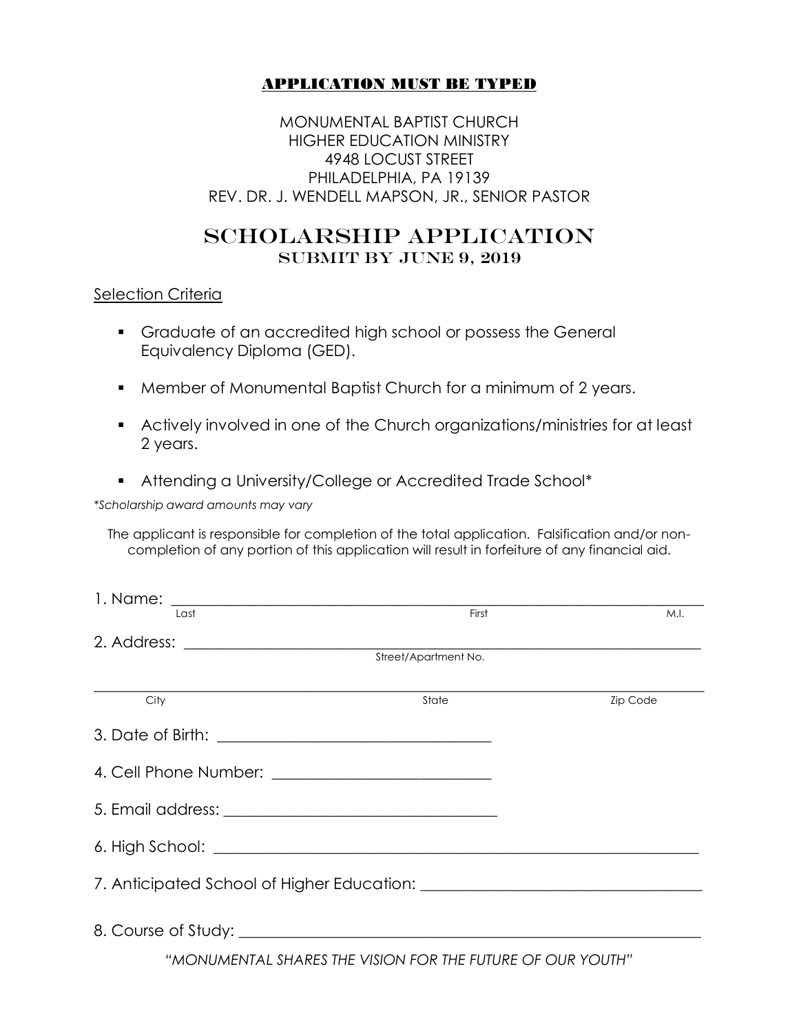**APPLICATION MUST BE TYPED**

MONUMENTAL BAPTIST CHURCH
HIGHER EDUCATION MINISTRY
4948 LOCUST STREET
PHILADELPHIA, PA 19139
REV. DR. J. WENDELL MAPSON, JR., SENIOR PASTOR

# SCHOLARSHIP APPLICATION

## SUBMIT BY JUNE 9, 2019

Selection Criteria

- Graduate of an accredited high school or possess the General Equivalency Diploma (GED).
- Member of Monumental Baptist Church for a minimum of 2 years.
- Actively involved in one of the Church organizations/ministries for at least 2 years.
- Attending a University/College or Accredited Trade School*

*Scholarship award amounts may vary*

The applicant is responsible for completion of the total application. Falsification and/or non-completion of any portion of this application will result in forfeiture of any financial aid.

1. Name: ______________________________________________
   Last                    First                    M.I.

2. Address: ______________________________________________
   Street/Apartment No.

   ______________________________________________
   City                    State                    Zip Code

3. Date of Birth: ______________________________

4. Cell Phone Number: ______________________________

5. Email address: ______________________________

6. High School: ______________________________________________

7. Anticipated School of Higher Education: ______________________________

8. Course of Study: ______________________________________________

*"MONUMENTAL SHARES THE VISION FOR THE FUTURE OF OUR YOUTH"*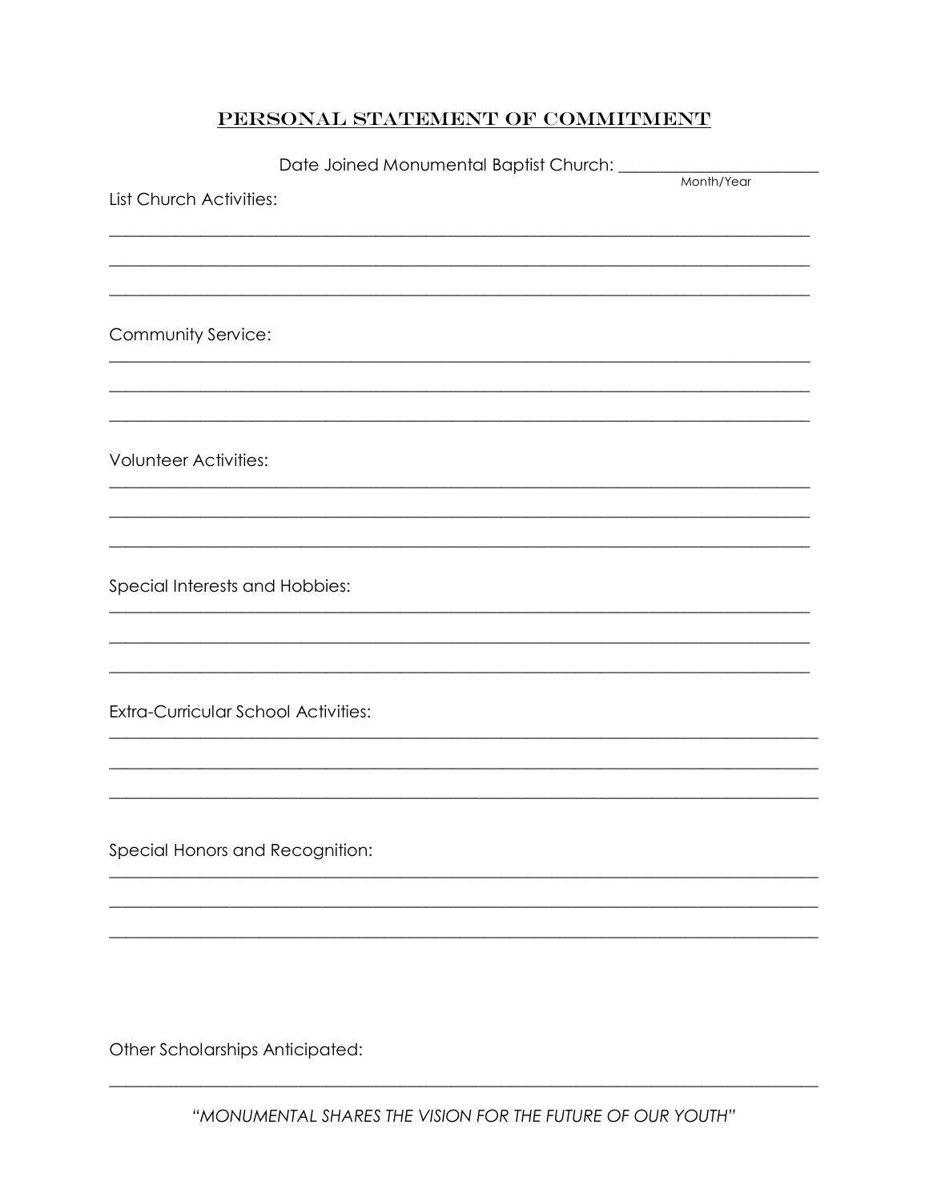# PERSONAL STATEMENT OF COMMITMENT

Date Joined Monumental Baptist Church: ______________________
Month/Year

List Church Activities:

______________________________________________________________________________

______________________________________________________________________________

______________________________________________________________________________

Community Service:

______________________________________________________________________________

______________________________________________________________________________

______________________________________________________________________________

Volunteer Activities:

______________________________________________________________________________

______________________________________________________________________________

______________________________________________________________________________

Special Interests and Hobbies:

______________________________________________________________________________

______________________________________________________________________________

______________________________________________________________________________

Extra-Curricular School Activities:

______________________________________________________________________________

______________________________________________________________________________

______________________________________________________________________________

Special Honors and Recognition:

______________________________________________________________________________

______________________________________________________________________________

______________________________________________________________________________

Other Scholarships Anticipated:

______________________________________________________________________________

*"MONUMENTAL SHARES THE VISION FOR THE FUTURE OF OUR YOUTH"*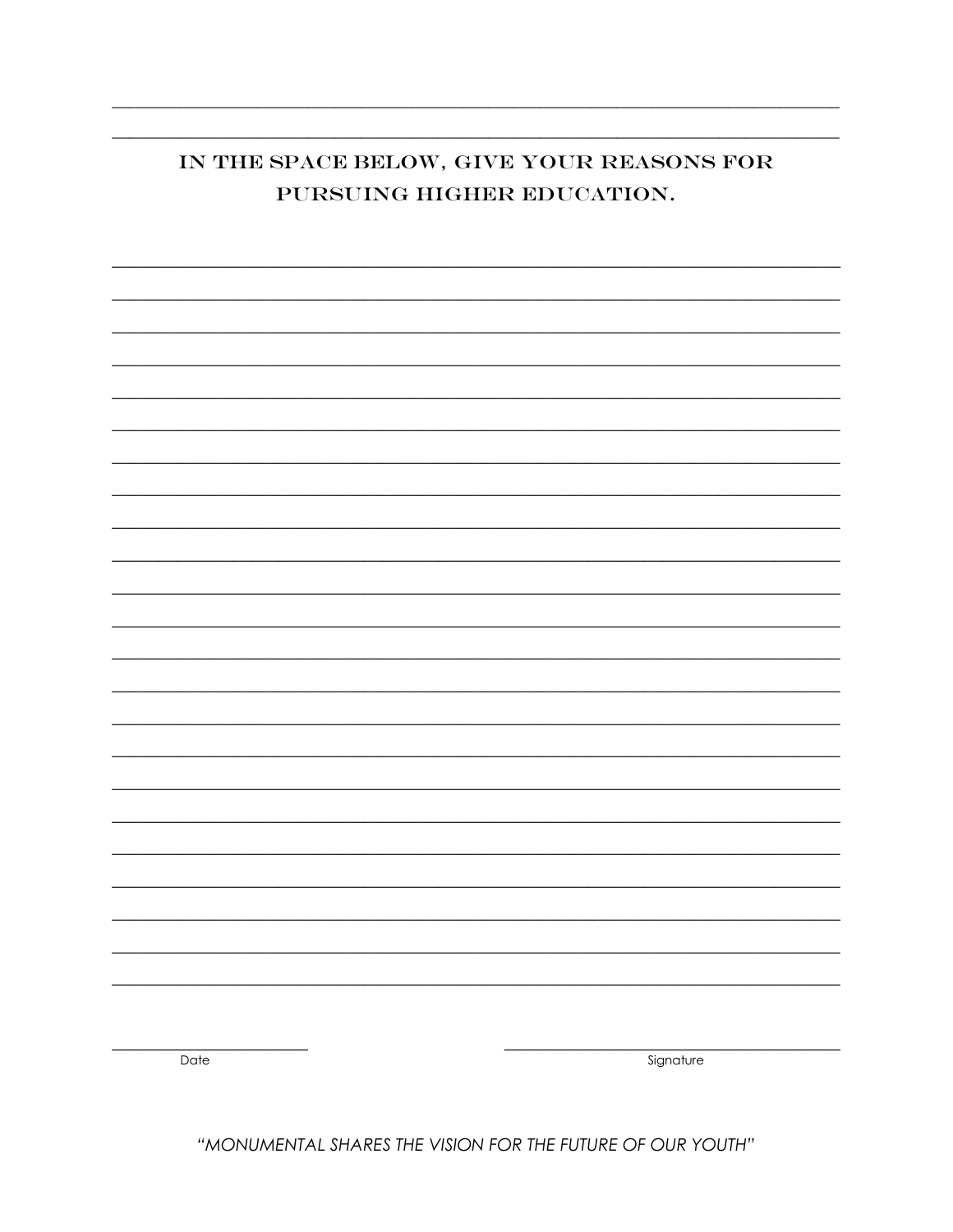## IN THE SPACE BELOW, GIVE YOUR REASONS FOR PURSUING HIGHER EDUCATION.

Date

Signature

*"MONUMENTAL SHARES THE VISION FOR THE FUTURE OF OUR YOUTH"*